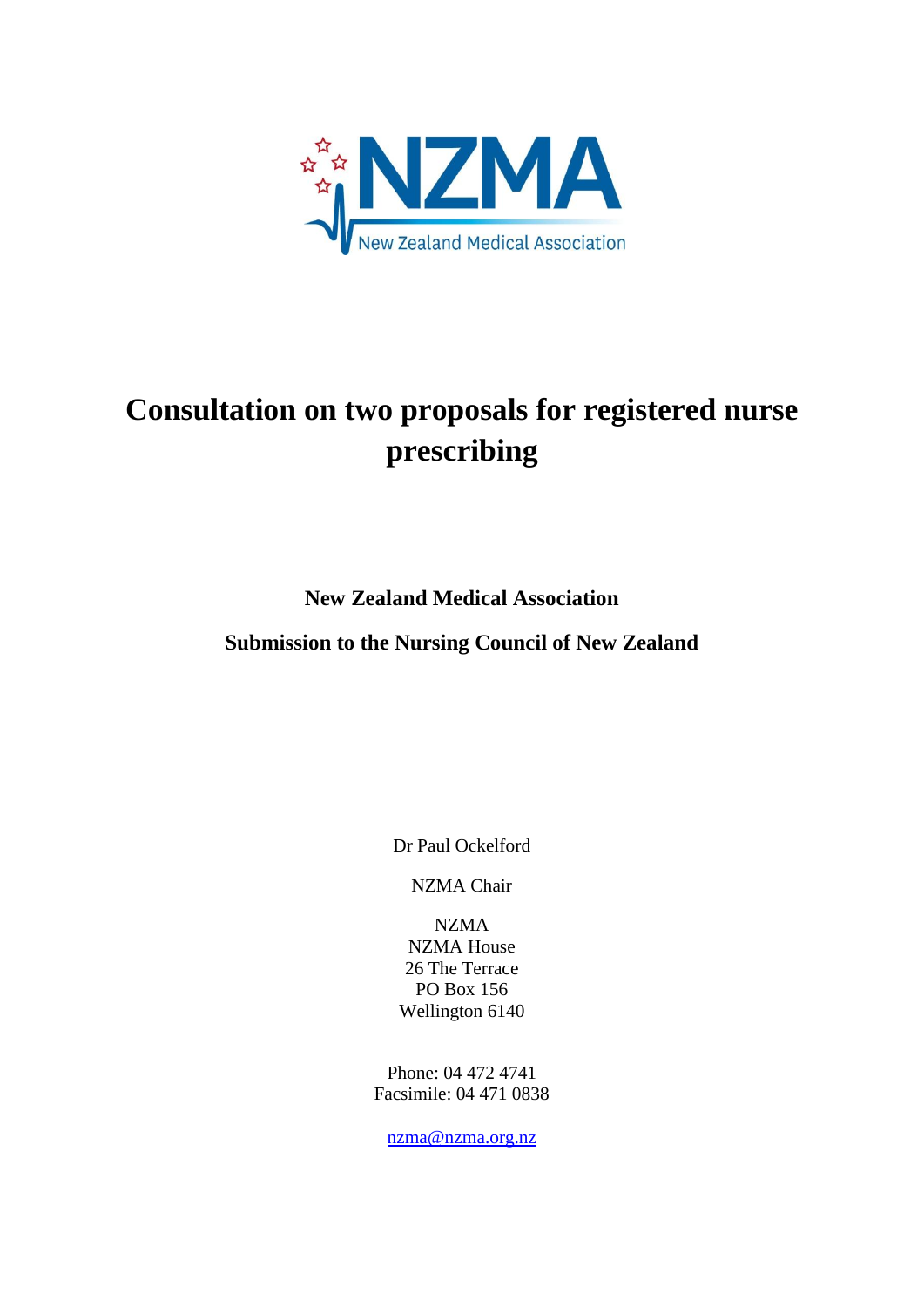NZMA

New Zealand Medical Association

# Consultation on two proposals for registered nurse prescribing

**New Zealand Medical Association**

**Submission to the Nursing Council of New Zealand**

Dr Paul Ockelford

NZMA Chair

NZMA  
NZMA House  
26 The Terrace  
PO Box 156  
Wellington 6140

Phone: 04 472 4741  
Facsimile: 04 471 0838

nzma@nzma.org.nz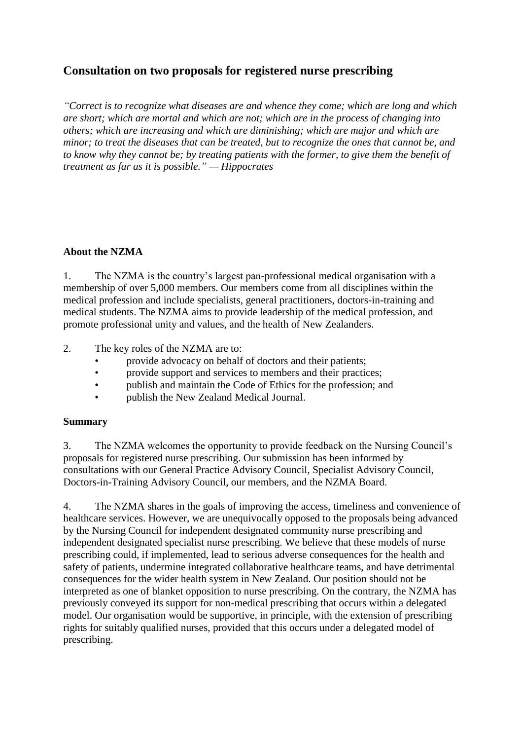## Consultation on two proposals for registered nurse prescribing

*"Correct is to recognize what diseases are and whence they come; which are long and which are short; which are mortal and which are not; which are in the process of changing into others; which are increasing and which are diminishing; which are major and which are minor; to treat the diseases that can be treated, but to recognize the ones that cannot be, and to know why they cannot be; by treating patients with the former, to give them the benefit of treatment as far as it is possible." — Hippocrates*

**About the NZMA**

1. The NZMA is the country's largest pan-professional medical organisation with a membership of over 5,000 members. Our members come from all disciplines within the medical profession and include specialists, general practitioners, doctors-in-training and medical students. The NZMA aims to provide leadership of the medical profession, and promote professional unity and values, and the health of New Zealanders.

2. The key roles of the NZMA are to:
   - provide advocacy on behalf of doctors and their patients;
   - provide support and services to members and their practices;
   - publish and maintain the Code of Ethics for the profession; and
   - publish the New Zealand Medical Journal.

**Summary**

3. The NZMA welcomes the opportunity to provide feedback on the Nursing Council's proposals for registered nurse prescribing. Our submission has been informed by consultations with our General Practice Advisory Council, Specialist Advisory Council, Doctors-in-Training Advisory Council, our members, and the NZMA Board.

4. The NZMA shares in the goals of improving the access, timeliness and convenience of healthcare services. However, we are unequivocally opposed to the proposals being advanced by the Nursing Council for independent designated community nurse prescribing and independent designated specialist nurse prescribing. We believe that these models of nurse prescribing could, if implemented, lead to serious adverse consequences for the health and safety of patients, undermine integrated collaborative healthcare teams, and have detrimental consequences for the wider health system in New Zealand. Our position should not be interpreted as one of blanket opposition to nurse prescribing. On the contrary, the NZMA has previously conveyed its support for non-medical prescribing that occurs within a delegated model. Our organisation would be supportive, in principle, with the extension of prescribing rights for suitably qualified nurses, provided that this occurs under a delegated model of prescribing.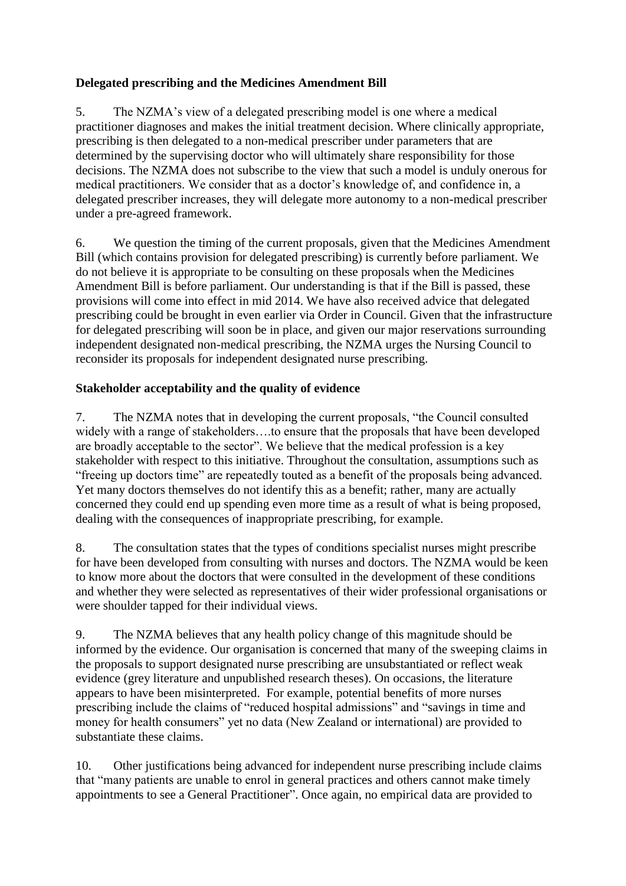**Delegated prescribing and the Medicines Amendment Bill**

5. The NZMA's view of a delegated prescribing model is one where a medical practitioner diagnoses and makes the initial treatment decision. Where clinically appropriate, prescribing is then delegated to a non-medical prescriber under parameters that are determined by the supervising doctor who will ultimately share responsibility for those decisions. The NZMA does not subscribe to the view that such a model is unduly onerous for medical practitioners. We consider that as a doctor's knowledge of, and confidence in, a delegated prescriber increases, they will delegate more autonomy to a non-medical prescriber under a pre-agreed framework.

6. We question the timing of the current proposals, given that the Medicines Amendment Bill (which contains provision for delegated prescribing) is currently before parliament. We do not believe it is appropriate to be consulting on these proposals when the Medicines Amendment Bill is before parliament. Our understanding is that if the Bill is passed, these provisions will come into effect in mid 2014. We have also received advice that delegated prescribing could be brought in even earlier via Order in Council. Given that the infrastructure for delegated prescribing will soon be in place, and given our major reservations surrounding independent designated non-medical prescribing, the NZMA urges the Nursing Council to reconsider its proposals for independent designated nurse prescribing.

**Stakeholder acceptability and the quality of evidence**

7. The NZMA notes that in developing the current proposals, "the Council consulted widely with a range of stakeholders….to ensure that the proposals that have been developed are broadly acceptable to the sector". We believe that the medical profession is a key stakeholder with respect to this initiative. Throughout the consultation, assumptions such as "freeing up doctors time" are repeatedly touted as a benefit of the proposals being advanced. Yet many doctors themselves do not identify this as a benefit; rather, many are actually concerned they could end up spending even more time as a result of what is being proposed, dealing with the consequences of inappropriate prescribing, for example.

8. The consultation states that the types of conditions specialist nurses might prescribe for have been developed from consulting with nurses and doctors. The NZMA would be keen to know more about the doctors that were consulted in the development of these conditions and whether they were selected as representatives of their wider professional organisations or were shoulder tapped for their individual views.

9. The NZMA believes that any health policy change of this magnitude should be informed by the evidence. Our organisation is concerned that many of the sweeping claims in the proposals to support designated nurse prescribing are unsubstantiated or reflect weak evidence (grey literature and unpublished research theses). On occasions, the literature appears to have been misinterpreted. For example, potential benefits of more nurses prescribing include the claims of "reduced hospital admissions" and "savings in time and money for health consumers" yet no data (New Zealand or international) are provided to substantiate these claims.

10. Other justifications being advanced for independent nurse prescribing include claims that "many patients are unable to enrol in general practices and others cannot make timely appointments to see a General Practitioner". Once again, no empirical data are provided to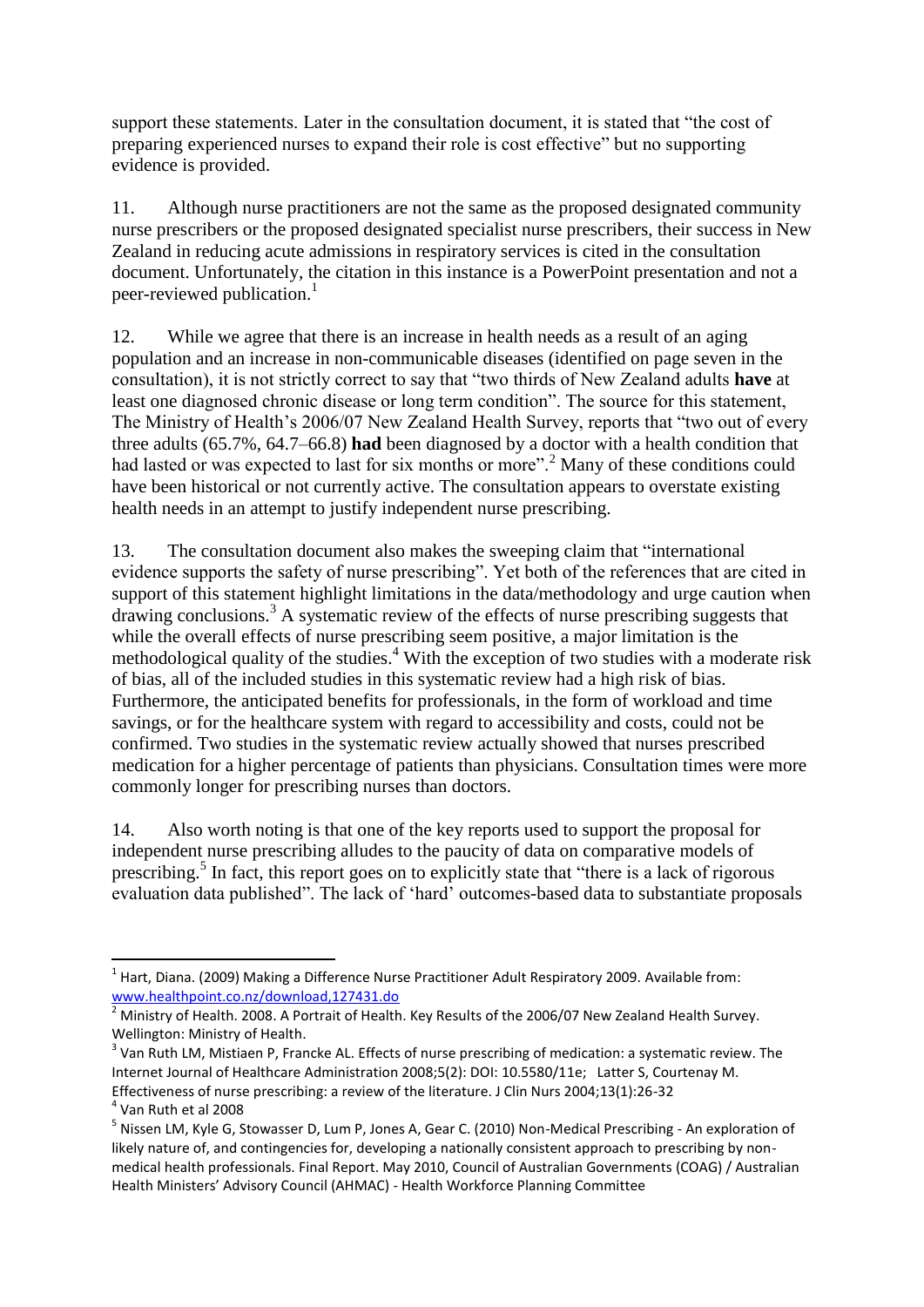support these statements. Later in the consultation document, it is stated that "the cost of preparing experienced nurses to expand their role is cost effective" but no supporting evidence is provided.

11. Although nurse practitioners are not the same as the proposed designated community nurse prescribers or the proposed designated specialist nurse prescribers, their success in New Zealand in reducing acute admissions in respiratory services is cited in the consultation document. Unfortunately, the citation in this instance is a PowerPoint presentation and not a peer-reviewed publication.[1]

12. While we agree that there is an increase in health needs as a result of an aging population and an increase in non-communicable diseases (identified on page seven in the consultation), it is not strictly correct to say that "two thirds of New Zealand adults **have** at least one diagnosed chronic disease or long term condition". The source for this statement, The Ministry of Health's 2006/07 New Zealand Health Survey, reports that "two out of every three adults (65.7%, 64.7–66.8) **had** been diagnosed by a doctor with a health condition that had lasted or was expected to last for six months or more".[2] Many of these conditions could have been historical or not currently active. The consultation appears to overstate existing health needs in an attempt to justify independent nurse prescribing.

13. The consultation document also makes the sweeping claim that "international evidence supports the safety of nurse prescribing". Yet both of the references that are cited in support of this statement highlight limitations in the data/methodology and urge caution when drawing conclusions.[3] A systematic review of the effects of nurse prescribing suggests that while the overall effects of nurse prescribing seem positive, a major limitation is the methodological quality of the studies.[4] With the exception of two studies with a moderate risk of bias, all of the included studies in this systematic review had a high risk of bias. Furthermore, the anticipated benefits for professionals, in the form of workload and time savings, or for the healthcare system with regard to accessibility and costs, could not be confirmed. Two studies in the systematic review actually showed that nurses prescribed medication for a higher percentage of patients than physicians. Consultation times were more commonly longer for prescribing nurses than doctors.

14. Also worth noting is that one of the key reports used to support the proposal for independent nurse prescribing alludes to the paucity of data on comparative models of prescribing.[5] In fact, this report goes on to explicitly state that "there is a lack of rigorous evaluation data published". The lack of 'hard' outcomes-based data to substantiate proposals

---

[1] Hart, Diana. (2009) Making a Difference Nurse Practitioner Adult Respiratory 2009. Available from: www.healthpoint.co.nz/download,127431.do

[2] Ministry of Health. 2008. A Portrait of Health. Key Results of the 2006/07 New Zealand Health Survey. Wellington: Ministry of Health.

[3] Van Ruth LM, Mistiaen P, Francke AL. Effects of nurse prescribing of medication: a systematic review. The Internet Journal of Healthcare Administration 2008;5(2): DOI: 10.5580/11e; Latter S, Courtenay M. Effectiveness of nurse prescribing: a review of the literature. J Clin Nurs 2004;13(1):26-32

[4] Van Ruth et al 2008

[5] Nissen LM, Kyle G, Stowasser D, Lum P, Jones A, Gear C. (2010) Non-Medical Prescribing - An exploration of likely nature of, and contingencies for, developing a nationally consistent approach to prescribing by non-medical health professionals. Final Report. May 2010, Council of Australian Governments (COAG) / Australian Health Ministers' Advisory Council (AHMAC) - Health Workforce Planning Committee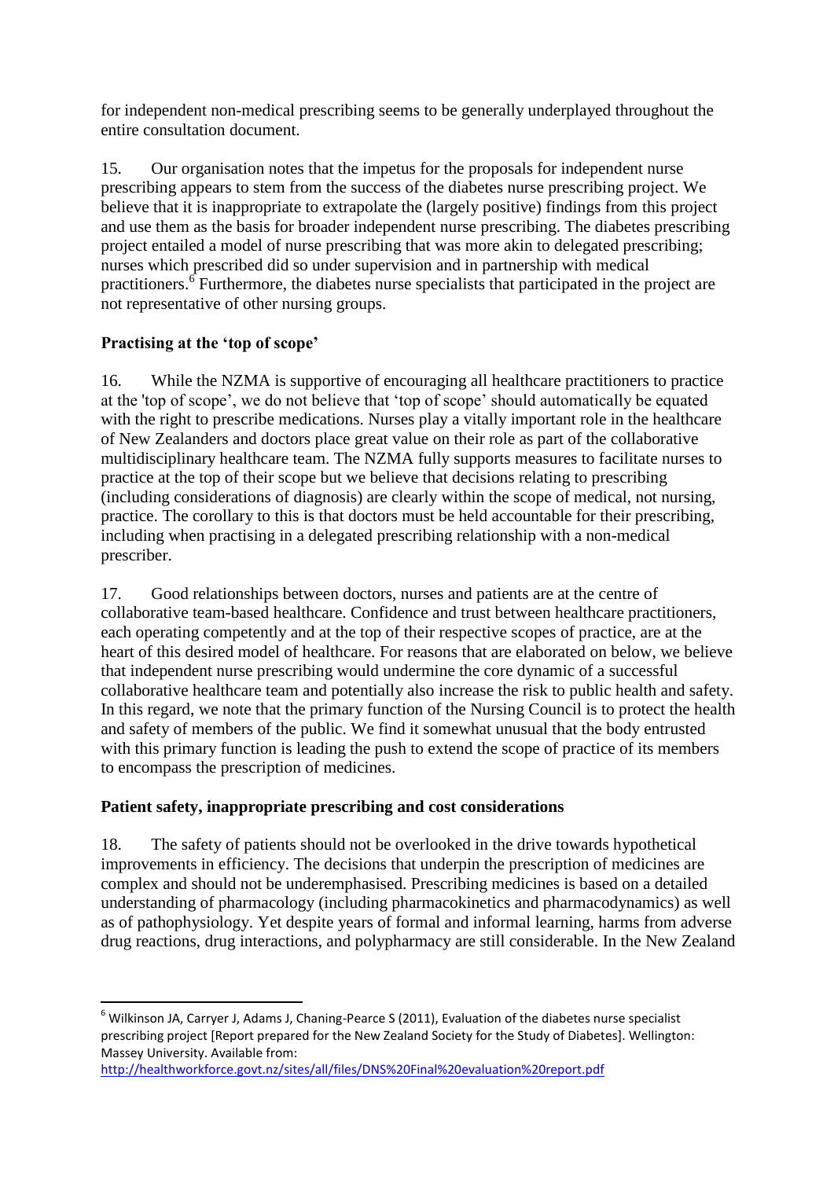for independent non-medical prescribing seems to be generally underplayed throughout the entire consultation document.

15. Our organisation notes that the impetus for the proposals for independent nurse prescribing appears to stem from the success of the diabetes nurse prescribing project. We believe that it is inappropriate to extrapolate the (largely positive) findings from this project and use them as the basis for broader independent nurse prescribing. The diabetes prescribing project entailed a model of nurse prescribing that was more akin to delegated prescribing; nurses which prescribed did so under supervision and in partnership with medical practitioners.[6] Furthermore, the diabetes nurse specialists that participated in the project are not representative of other nursing groups.

### Practising at the 'top of scope'

16. While the NZMA is supportive of encouraging all healthcare practitioners to practice at the 'top of scope', we do not believe that 'top of scope' should automatically be equated with the right to prescribe medications. Nurses play a vitally important role in the healthcare of New Zealanders and doctors place great value on their role as part of the collaborative multidisciplinary healthcare team. The NZMA fully supports measures to facilitate nurses to practice at the top of their scope but we believe that decisions relating to prescribing (including considerations of diagnosis) are clearly within the scope of medical, not nursing, practice. The corollary to this is that doctors must be held accountable for their prescribing, including when practising in a delegated prescribing relationship with a non-medical prescriber.

17. Good relationships between doctors, nurses and patients are at the centre of collaborative team-based healthcare. Confidence and trust between healthcare practitioners, each operating competently and at the top of their respective scopes of practice, are at the heart of this desired model of healthcare. For reasons that are elaborated on below, we believe that independent nurse prescribing would undermine the core dynamic of a successful collaborative healthcare team and potentially also increase the risk to public health and safety. In this regard, we note that the primary function of the Nursing Council is to protect the health and safety of members of the public. We find it somewhat unusual that the body entrusted with this primary function is leading the push to extend the scope of practice of its members to encompass the prescription of medicines.

### Patient safety, inappropriate prescribing and cost considerations

18. The safety of patients should not be overlooked in the drive towards hypothetical improvements in efficiency. The decisions that underpin the prescription of medicines are complex and should not be underemphasised. Prescribing medicines is based on a detailed understanding of pharmacology (including pharmacokinetics and pharmacodynamics) as well as of pathophysiology. Yet despite years of formal and informal learning, harms from adverse drug reactions, drug interactions, and polypharmacy are still considerable. In the New Zealand

---

[6] Wilkinson JA, Carryer J, Adams J, Chaning-Pearce S (2011), Evaluation of the diabetes nurse specialist prescribing project [Report prepared for the New Zealand Society for the Study of Diabetes]. Wellington: Massey University. Available from: http://healthworkforce.govt.nz/sites/all/files/DNS%20Final%20evaluation%20report.pdf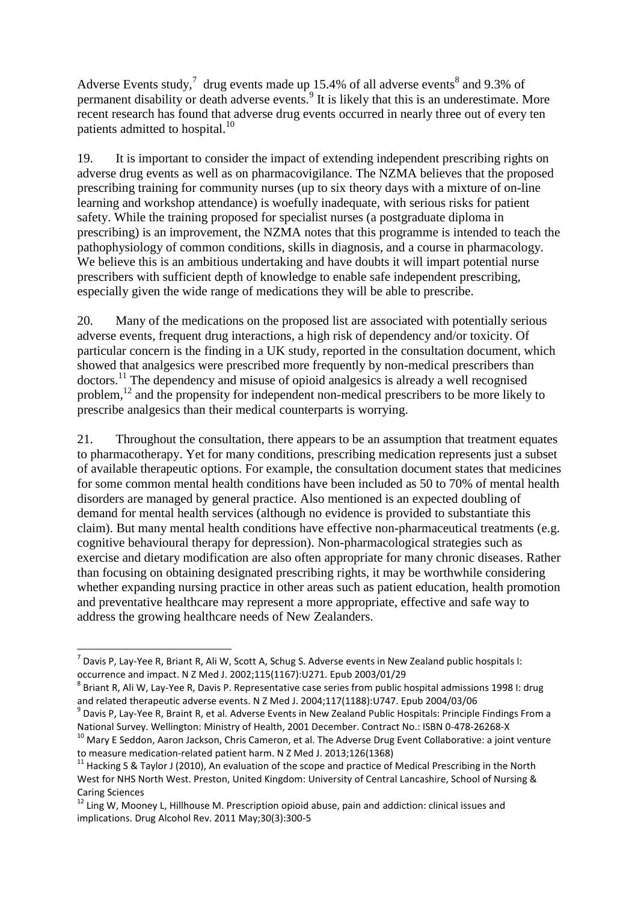Adverse Events study,[7] drug events made up 15.4% of all adverse events[8] and 9.3% of permanent disability or death adverse events.[9] It is likely that this is an underestimate. More recent research has found that adverse drug events occurred in nearly three out of every ten patients admitted to hospital.[10]

19. It is important to consider the impact of extending independent prescribing rights on adverse drug events as well as on pharmacovigilance. The NZMA believes that the proposed prescribing training for community nurses (up to six theory days with a mixture of on-line learning and workshop attendance) is woefully inadequate, with serious risks for patient safety. While the training proposed for specialist nurses (a postgraduate diploma in prescribing) is an improvement, the NZMA notes that this programme is intended to teach the pathophysiology of common conditions, skills in diagnosis, and a course in pharmacology. We believe this is an ambitious undertaking and have doubts it will impart potential nurse prescribers with sufficient depth of knowledge to enable safe independent prescribing, especially given the wide range of medications they will be able to prescribe.

20. Many of the medications on the proposed list are associated with potentially serious adverse events, frequent drug interactions, a high risk of dependency and/or toxicity. Of particular concern is the finding in a UK study, reported in the consultation document, which showed that analgesics were prescribed more frequently by non-medical prescribers than doctors.[11] The dependency and misuse of opioid analgesics is already a well recognised problem,[12] and the propensity for independent non-medical prescribers to be more likely to prescribe analgesics than their medical counterparts is worrying.

21. Throughout the consultation, there appears to be an assumption that treatment equates to pharmacotherapy. Yet for many conditions, prescribing medication represents just a subset of available therapeutic options. For example, the consultation document states that medicines for some common mental health conditions have been included as 50 to 70% of mental health disorders are managed by general practice. Also mentioned is an expected doubling of demand for mental health services (although no evidence is provided to substantiate this claim). But many mental health conditions have effective non-pharmaceutical treatments (e.g. cognitive behavioural therapy for depression). Non-pharmacological strategies such as exercise and dietary modification are also often appropriate for many chronic diseases. Rather than focusing on obtaining designated prescribing rights, it may be worthwhile considering whether expanding nursing practice in other areas such as patient education, health promotion and preventative healthcare may represent a more appropriate, effective and safe way to address the growing healthcare needs of New Zealanders.

---

[7] Davis P, Lay-Yee R, Briant R, Ali W, Scott A, Schug S. Adverse events in New Zealand public hospitals I: occurrence and impact. N Z Med J. 2002;115(1167):U271. Epub 2003/01/29

[8] Briant R, Ali W, Lay-Yee R, Davis P. Representative case series from public hospital admissions 1998 I: drug and related therapeutic adverse events. N Z Med J. 2004;117(1188):U747. Epub 2004/03/06

[9] Davis P, Lay-Yee R, Braint R, et al. Adverse Events in New Zealand Public Hospitals: Principle Findings From a National Survey. Wellington: Ministry of Health, 2001 December. Contract No.: ISBN 0-478-26268-X

[10] Mary E Seddon, Aaron Jackson, Chris Cameron, et al. The Adverse Drug Event Collaborative: a joint venture to measure medication-related patient harm. N Z Med J. 2013;126(1368)

[11] Hacking S & Taylor J (2010), An evaluation of the scope and practice of Medical Prescribing in the North West for NHS North West. Preston, United Kingdom: University of Central Lancashire, School of Nursing & Caring Sciences

[12] Ling W, Mooney L, Hillhouse M. Prescription opioid abuse, pain and addiction: clinical issues and implications. Drug Alcohol Rev. 2011 May;30(3):300-5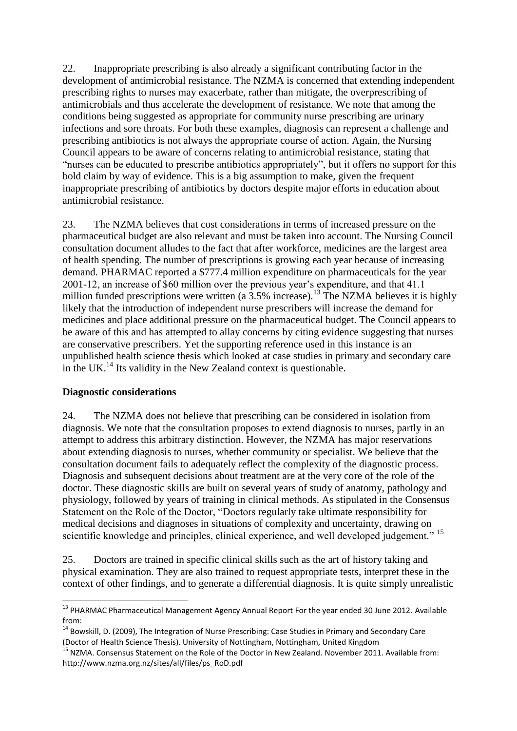22. Inappropriate prescribing is also already a significant contributing factor in the development of antimicrobial resistance. The NZMA is concerned that extending independent prescribing rights to nurses may exacerbate, rather than mitigate, the overprescribing of antimicrobials and thus accelerate the development of resistance. We note that among the conditions being suggested as appropriate for community nurse prescribing are urinary infections and sore throats. For both these examples, diagnosis can represent a challenge and prescribing antibiotics is not always the appropriate course of action. Again, the Nursing Council appears to be aware of concerns relating to antimicrobial resistance, stating that "nurses can be educated to prescribe antibiotics appropriately", but it offers no support for this bold claim by way of evidence. This is a big assumption to make, given the frequent inappropriate prescribing of antibiotics by doctors despite major efforts in education about antimicrobial resistance.

23. The NZMA believes that cost considerations in terms of increased pressure on the pharmaceutical budget are also relevant and must be taken into account. The Nursing Council consultation document alludes to the fact that after workforce, medicines are the largest area of health spending. The number of prescriptions is growing each year because of increasing demand. PHARMAC reported a $777.4 million expenditure on pharmaceuticals for the year 2001-12, an increase of $60 million over the previous year's expenditure, and that 41.1 million funded prescriptions were written (a 3.5% increase).[13] The NZMA believes it is highly likely that the introduction of independent nurse prescribers will increase the demand for medicines and place additional pressure on the pharmaceutical budget. The Council appears to be aware of this and has attempted to allay concerns by citing evidence suggesting that nurses are conservative prescribers. Yet the supporting reference used in this instance is an unpublished health science thesis which looked at case studies in primary and secondary care in the UK.[14] Its validity in the New Zealand context is questionable.

**Diagnostic considerations**

24. The NZMA does not believe that prescribing can be considered in isolation from diagnosis. We note that the consultation proposes to extend diagnosis to nurses, partly in an attempt to address this arbitrary distinction. However, the NZMA has major reservations about extending diagnosis to nurses, whether community or specialist. We believe that the consultation document fails to adequately reflect the complexity of the diagnostic process. Diagnosis and subsequent decisions about treatment are at the very core of the role of the doctor. These diagnostic skills are built on several years of study of anatomy, pathology and physiology, followed by years of training in clinical methods. As stipulated in the Consensus Statement on the Role of the Doctor, "Doctors regularly take ultimate responsibility for medical decisions and diagnoses in situations of complexity and uncertainty, drawing on scientific knowledge and principles, clinical experience, and well developed judgement." [15]

25. Doctors are trained in specific clinical skills such as the art of history taking and physical examination. They are also trained to request appropriate tests, interpret these in the context of other findings, and to generate a differential diagnosis. It is quite simply unrealistic

---

[13] PHARMAC Pharmaceutical Management Agency Annual Report For the year ended 30 June 2012. Available from:

[14] Bowskill, D. (2009), The Integration of Nurse Prescribing: Case Studies in Primary and Secondary Care (Doctor of Health Science Thesis). University of Nottingham, Nottingham, United Kingdom

[15] NZMA. Consensus Statement on the Role of the Doctor in New Zealand. November 2011. Available from: http://www.nzma.org.nz/sites/all/files/ps_RoD.pdf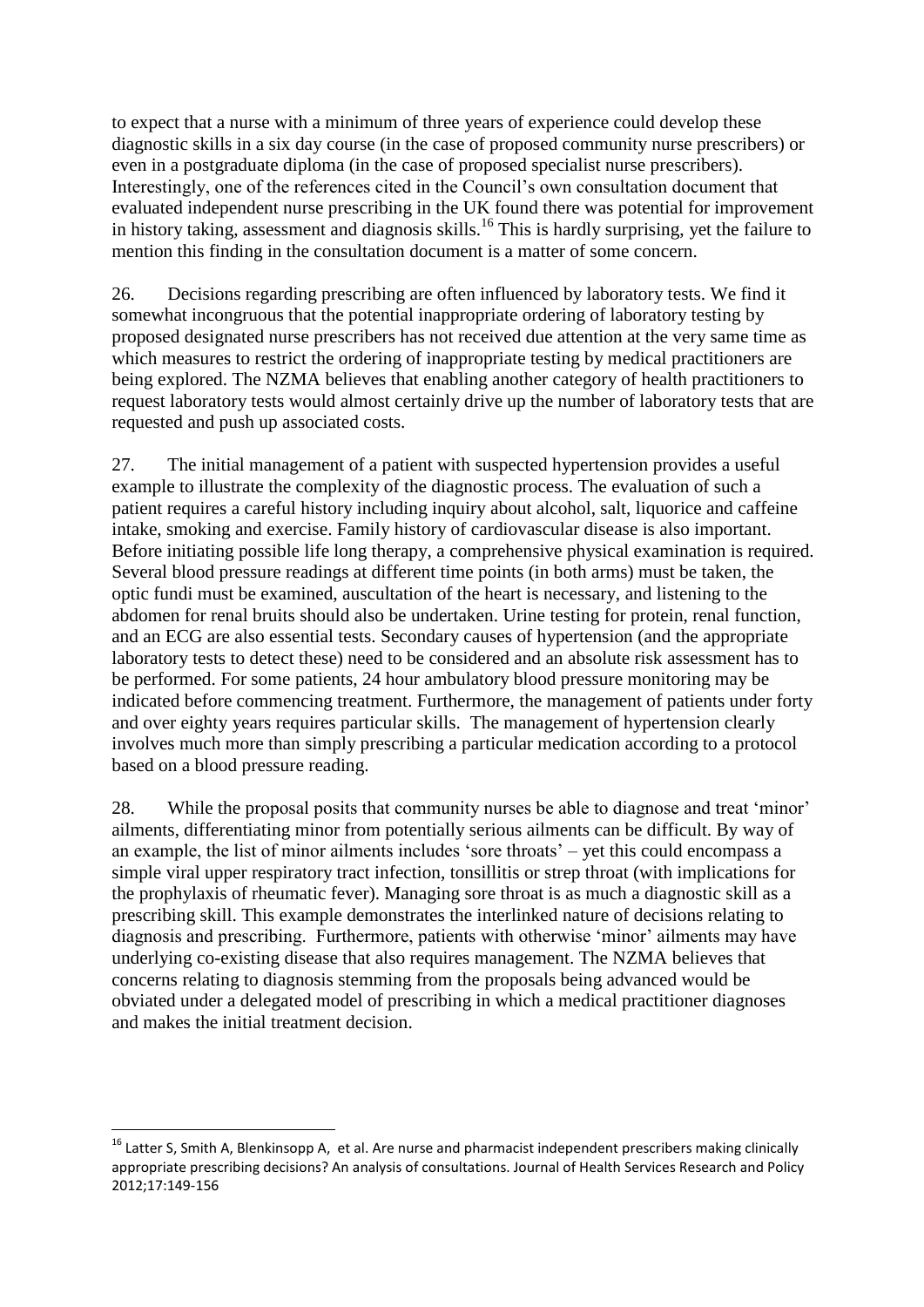to expect that a nurse with a minimum of three years of experience could develop these diagnostic skills in a six day course (in the case of proposed community nurse prescribers) or even in a postgraduate diploma (in the case of proposed specialist nurse prescribers). Interestingly, one of the references cited in the Council's own consultation document that evaluated independent nurse prescribing in the UK found there was potential for improvement in history taking, assessment and diagnosis skills.[16] This is hardly surprising, yet the failure to mention this finding in the consultation document is a matter of some concern.

26. Decisions regarding prescribing are often influenced by laboratory tests. We find it somewhat incongruous that the potential inappropriate ordering of laboratory testing by proposed designated nurse prescribers has not received due attention at the very same time as which measures to restrict the ordering of inappropriate testing by medical practitioners are being explored. The NZMA believes that enabling another category of health practitioners to request laboratory tests would almost certainly drive up the number of laboratory tests that are requested and push up associated costs.

27. The initial management of a patient with suspected hypertension provides a useful example to illustrate the complexity of the diagnostic process. The evaluation of such a patient requires a careful history including inquiry about alcohol, salt, liquorice and caffeine intake, smoking and exercise. Family history of cardiovascular disease is also important. Before initiating possible life long therapy, a comprehensive physical examination is required. Several blood pressure readings at different time points (in both arms) must be taken, the optic fundi must be examined, auscultation of the heart is necessary, and listening to the abdomen for renal bruits should also be undertaken. Urine testing for protein, renal function, and an ECG are also essential tests. Secondary causes of hypertension (and the appropriate laboratory tests to detect these) need to be considered and an absolute risk assessment has to be performed. For some patients, 24 hour ambulatory blood pressure monitoring may be indicated before commencing treatment. Furthermore, the management of patients under forty and over eighty years requires particular skills. The management of hypertension clearly involves much more than simply prescribing a particular medication according to a protocol based on a blood pressure reading.

28. While the proposal posits that community nurses be able to diagnose and treat 'minor' ailments, differentiating minor from potentially serious ailments can be difficult. By way of an example, the list of minor ailments includes 'sore throats' – yet this could encompass a simple viral upper respiratory tract infection, tonsillitis or strep throat (with implications for the prophylaxis of rheumatic fever). Managing sore throat is as much a diagnostic skill as a prescribing skill. This example demonstrates the interlinked nature of decisions relating to diagnosis and prescribing. Furthermore, patients with otherwise 'minor' ailments may have underlying co-existing disease that also requires management. The NZMA believes that concerns relating to diagnosis stemming from the proposals being advanced would be obviated under a delegated model of prescribing in which a medical practitioner diagnoses and makes the initial treatment decision.

---

[16] Latter S, Smith A, Blenkinsopp A, et al. Are nurse and pharmacist independent prescribers making clinically appropriate prescribing decisions? An analysis of consultations. Journal of Health Services Research and Policy 2012;17:149-156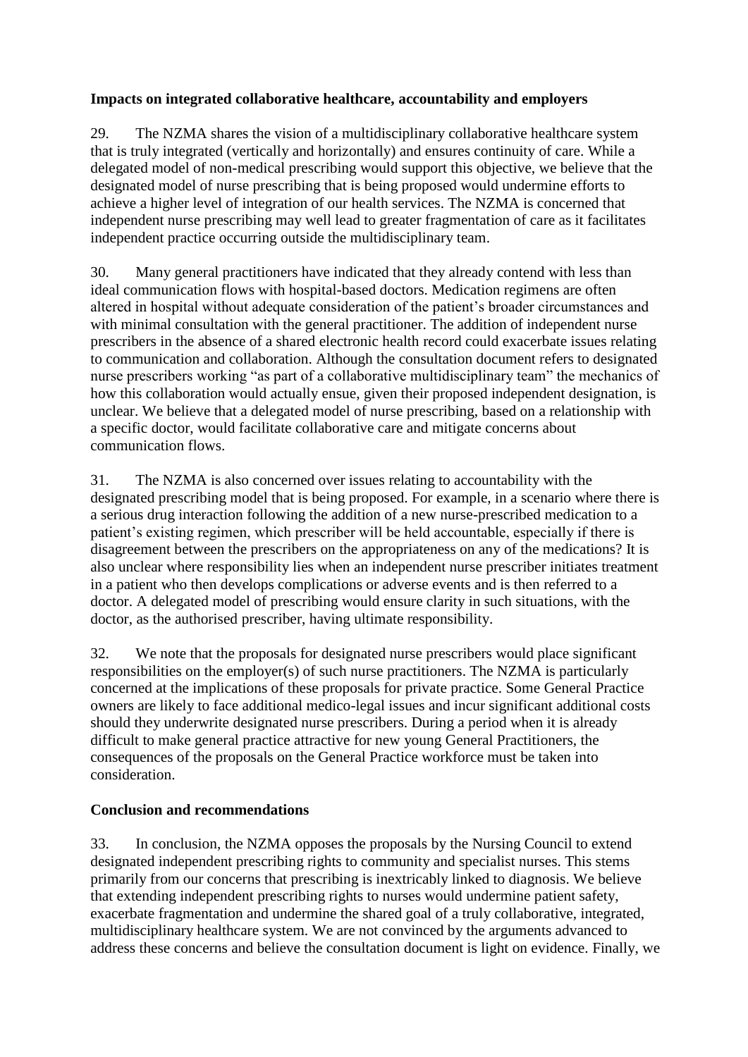**Impacts on integrated collaborative healthcare, accountability and employers**

29. The NZMA shares the vision of a multidisciplinary collaborative healthcare system that is truly integrated (vertically and horizontally) and ensures continuity of care. While a delegated model of non-medical prescribing would support this objective, we believe that the designated model of nurse prescribing that is being proposed would undermine efforts to achieve a higher level of integration of our health services. The NZMA is concerned that independent nurse prescribing may well lead to greater fragmentation of care as it facilitates independent practice occurring outside the multidisciplinary team.

30. Many general practitioners have indicated that they already contend with less than ideal communication flows with hospital-based doctors. Medication regimens are often altered in hospital without adequate consideration of the patient's broader circumstances and with minimal consultation with the general practitioner. The addition of independent nurse prescribers in the absence of a shared electronic health record could exacerbate issues relating to communication and collaboration. Although the consultation document refers to designated nurse prescribers working "as part of a collaborative multidisciplinary team" the mechanics of how this collaboration would actually ensue, given their proposed independent designation, is unclear. We believe that a delegated model of nurse prescribing, based on a relationship with a specific doctor, would facilitate collaborative care and mitigate concerns about communication flows.

31. The NZMA is also concerned over issues relating to accountability with the designated prescribing model that is being proposed. For example, in a scenario where there is a serious drug interaction following the addition of a new nurse-prescribed medication to a patient's existing regimen, which prescriber will be held accountable, especially if there is disagreement between the prescribers on the appropriateness on any of the medications? It is also unclear where responsibility lies when an independent nurse prescriber initiates treatment in a patient who then develops complications or adverse events and is then referred to a doctor. A delegated model of prescribing would ensure clarity in such situations, with the doctor, as the authorised prescriber, having ultimate responsibility.

32. We note that the proposals for designated nurse prescribers would place significant responsibilities on the employer(s) of such nurse practitioners. The NZMA is particularly concerned at the implications of these proposals for private practice. Some General Practice owners are likely to face additional medico-legal issues and incur significant additional costs should they underwrite designated nurse prescribers. During a period when it is already difficult to make general practice attractive for new young General Practitioners, the consequences of the proposals on the General Practice workforce must be taken into consideration.

**Conclusion and recommendations**

33. In conclusion, the NZMA opposes the proposals by the Nursing Council to extend designated independent prescribing rights to community and specialist nurses. This stems primarily from our concerns that prescribing is inextricably linked to diagnosis. We believe that extending independent prescribing rights to nurses would undermine patient safety, exacerbate fragmentation and undermine the shared goal of a truly collaborative, integrated, multidisciplinary healthcare system. We are not convinced by the arguments advanced to address these concerns and believe the consultation document is light on evidence. Finally, we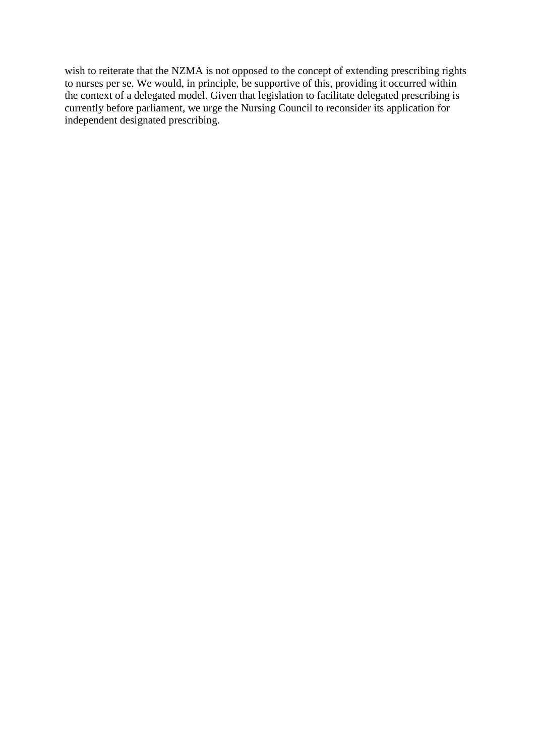wish to reiterate that the NZMA is not opposed to the concept of extending prescribing rights to nurses per se. We would, in principle, be supportive of this, providing it occurred within the context of a delegated model. Given that legislation to facilitate delegated prescribing is currently before parliament, we urge the Nursing Council to reconsider its application for independent designated prescribing.